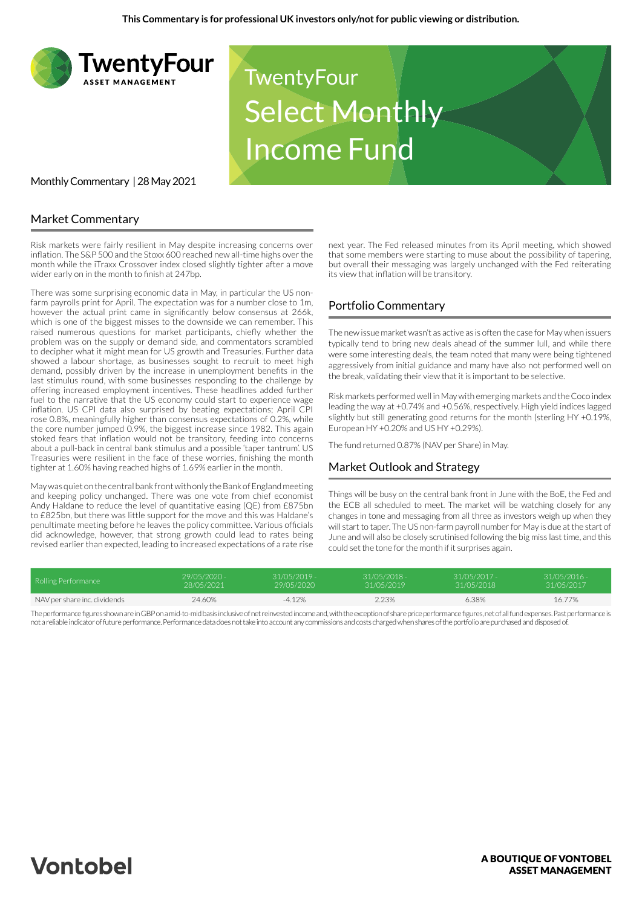This Commentary is for professional UK investors only/not for public viewing or distribution.

TwentyFour ASSET MANAGEMENT

# TwentyFour Select Monthly Income Fund

Monthly Commentary | 28 May 2021

## Market Commentary

Risk markets were fairly resilient in May despite increasing concerns over inflation. The S&P 500 and the Stoxx 600 reached new all-time highs over the month while the iTraxx Crossover index closed slightly tighter after a move wider early on in the month to finish at 247bp.

There was some surprising economic data in May, in particular the US non-farm payrolls print for April. The expectation was for a number close to 1m, however the actual print came in significantly below consensus at 266k, which is one of the biggest misses to the downside we can remember. This raised numerous questions for market participants, chiefly whether the problem was on the supply or demand side, and commentators scrambled to decipher what it might mean for US growth and Treasuries. Further data showed a labour shortage, as businesses sought to recruit to meet high demand, possibly driven by the increase in unemployment benefits in the last stimulus round, with some businesses responding to the challenge by offering increased employment incentives. These headlines added further fuel to the narrative that the US economy could start to experience wage inflation. US CPI data also surprised by beating expectations; April CPI rose 0.8%, meaningfully higher than consensus expectations of 0.2%, while the core number jumped 0.9%, the biggest increase since 1982. This again stoked fears that inflation would not be transitory, feeding into concerns about a pull-back in central bank stimulus and a possible 'taper tantrum'. US Treasuries were resilient in the face of these worries, finishing the month tighter at 1.60% having reached highs of 1.69% earlier in the month.

May was quiet on the central bank front with only the Bank of England meeting and keeping policy unchanged. There was one vote from chief economist Andy Haldane to reduce the level of quantitative easing (QE) from £875bn to £825bn, but there was little support for the move and this was Haldane's penultimate meeting before he leaves the policy committee. Various officials did acknowledge, however, that strong growth could lead to rates being revised earlier than expected, leading to increased expectations of a rate rise next year. The Fed released minutes from its April meeting, which showed that some members were starting to muse about the possibility of tapering, but overall their messaging was largely unchanged with the Fed reiterating its view that inflation will be transitory.

## Portfolio Commentary

The new issue market wasn't as active as is often the case for May when issuers typically tend to bring new deals ahead of the summer lull, and while there were some interesting deals, the team noted that many were being tightened aggressively from initial guidance and many have also not performed well on the break, validating their view that it is important to be selective.

Risk markets performed well in May with emerging markets and the Coco index leading the way at +0.74% and +0.56%, respectively. High yield indices lagged slightly but still generating good returns for the month (sterling HY +0.19%, European HY +0.20% and US HY +0.29%).

The fund returned 0.87% (NAV per Share) in May.

## Market Outlook and Strategy

Things will be busy on the central bank front in June with the BoE, the Fed and the ECB all scheduled to meet. The market will be watching closely for any changes in tone and messaging from all three as investors weigh up when they will start to taper. The US non-farm payroll number for May is due at the start of June and will also be closely scrutinised following the big miss last time, and this could set the tone for the month if it surprises again.

| Rolling Performance | 29/05/2020 - 28/05/2021 | 31/05/2019 - 29/05/2020 | 31/05/2018 - 31/05/2019 | 31/05/2017 - 31/05/2018 | 31/05/2016 - 31/05/2017 |
|---|---|---|---|---|---|
| NAV per share inc. dividends | 24.60% | -4.12% | 2.23% | 6.38% | 16.77% |

The performance figures shown are in GBP on a mid-to-mid basis inclusive of net reinvested income and, with the exception of share price performance figures, net of all fund expenses. Past performance is not a reliable indicator of future performance. Performance data does not take into account any commissions and costs charged when shares of the portfolio are purchased and disposed of.

Vontobel

A BOUTIQUE OF VONTOBEL ASSET MANAGEMENT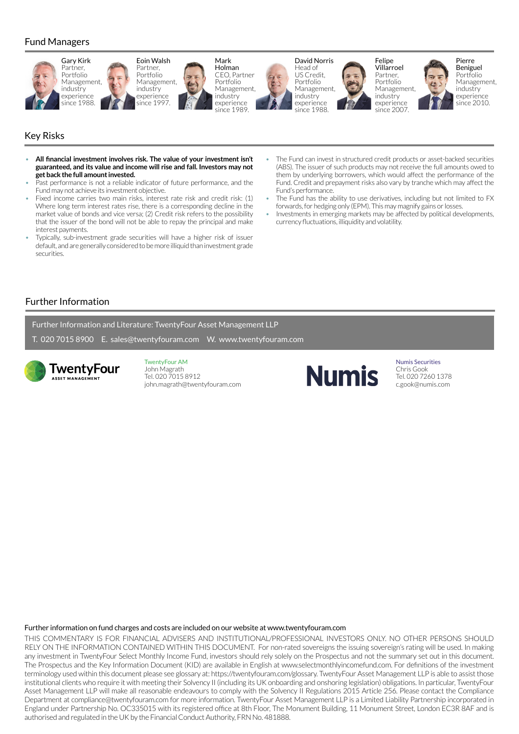## Fund Managers

**Gary Kirk**
Partner, Portfolio Management, industry experience since 1988.

**Eoin Walsh**
Partner, Portfolio Management, industry experience since 1997.

**Mark Holman**
CEO, Partner Portfolio Management, industry experience since 1989.

**David Norris**
Head of US Credit, Portfolio Management, industry experience since 1988.

**Felipe Villarroel**
Partner, Portfolio Management, industry experience since 2007.

**Pierre Beniguel**
Portfolio Management, industry experience since 2010.

## Key Risks

- **All financial investment involves risk. The value of your investment isn't guaranteed, and its value and income will rise and fall. Investors may not get back the full amount invested.**
- Past performance is not a reliable indicator of future performance, and the Fund may not achieve its investment objective.
- Fixed income carries two main risks, interest rate risk and credit risk: (1) Where long term interest rates rise, there is a corresponding decline in the market value of bonds and vice versa; (2) Credit risk refers to the possibility that the issuer of the bond will not be able to repay the principal and make interest payments.
- Typically, sub-investment grade securities will have a higher risk of issuer default, and are generally considered to be more illiquid than investment grade securities.
- The Fund can invest in structured credit products or asset-backed securities (ABS). The issuer of such products may not receive the full amounts owed to them by underlying borrowers, which would affect the performance of the Fund. Credit and prepayment risks also vary by tranche which may affect the Fund's performance.
- The Fund has the ability to use derivatives, including but not limited to FX forwards, for hedging only (EPM). This may magnify gains or losses.
- Investments in emerging markets may be affected by political developments, currency fluctuations, illiquidity and volatility.

## Further Information

Further Information and Literature: TwentyFour Asset Management LLP

T. 020 7015 8900 E. sales@twentyfouram.com W. www.twentyfouram.com

TwentyFour ASSET MANAGEMENT

TwentyFour AM
John Magrath
Tel. 020 7015 8912
john.magrath@twentyfouram.com

Numis

Numis Securities
Chris Gook
Tel. 020 7260 1378
c.gook@numis.com

Further information on fund charges and costs are included on our website at www.twentyfouram.com

THIS COMMENTARY IS FOR FINANCIAL ADVISERS AND INSTITUTIONAL/PROFESSIONAL INVESTORS ONLY. NO OTHER PERSONS SHOULD RELY ON THE INFORMATION CONTAINED WITHIN THIS DOCUMENT. For non-rated sovereigns the issuing sovereign's rating will be used. In making any investment in TwentyFour Select Monthly Income Fund, investors should rely solely on the Prospectus and not the summary set out in this document. The Prospectus and the Key Information Document (KID) are available in English at www.selectmonthlyincomefund.com. For definitions of the investment terminology used within this document please see glossary at: https://twentyfouram.com/glossary. TwentyFour Asset Management LLP is able to assist those institutional clients who require it with meeting their Solvency II (including its UK onboarding and onshoring legislation) obligations. In particular, TwentyFour Asset Management LLP will make all reasonable endeavours to comply with the Solvency II Regulations 2015 Article 256. Please contact the Compliance Department at compliance@twentyfouram.com for more information. TwentyFour Asset Management LLP is a Limited Liability Partnership incorporated in England under Partnership No. OC335015 with its registered office at 8th Floor, The Monument Building, 11 Monument Street, London EC3R 8AF and is authorised and regulated in the UK by the Financial Conduct Authority, FRN No. 481888.